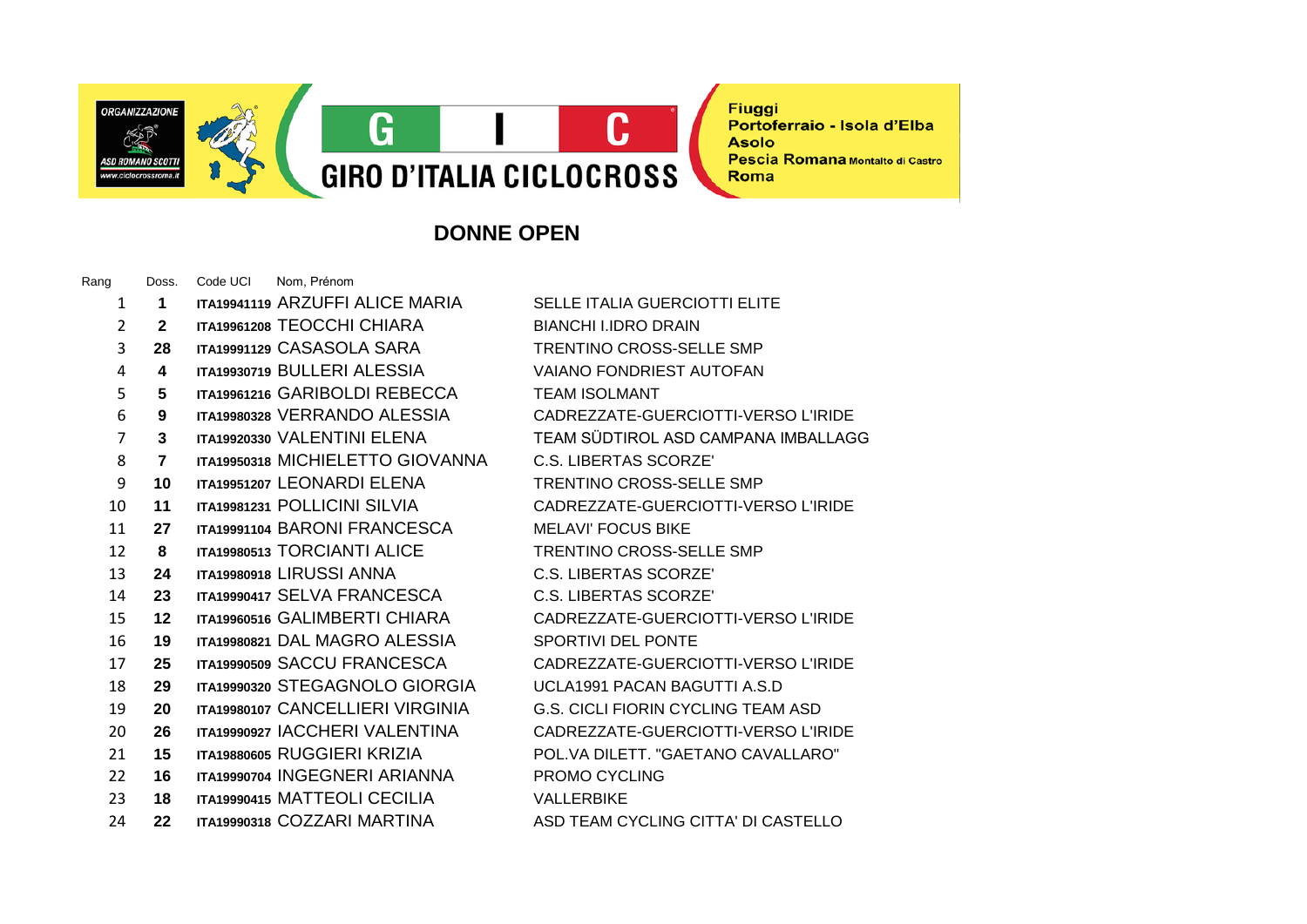ORGANIZZAZIONE ASD ROMANO SCOTTI www.ciclocrossroma.it

# GIRO D'ITALIA CICLOCROSS

Fiuggi
Portoferraio - Isola d'Elba
Asolo
Pescia Romana Montalto di Castro
Roma

## DONNE OPEN

| Rang | Doss. | Code UCI | Nom, Prénom | |
|---|---|---|---|---|
| 1 | 1 | ITA19941119 | ARZUFFI ALICE MARIA | SELLE ITALIA GUERCIOTTI ELITE |
| 2 | 2 | ITA19961208 | TEOCCHI CHIARA | BIANCHI I.IDRO DRAIN |
| 3 | 28 | ITA19991129 | CASASOLA SARA | TRENTINO CROSS-SELLE SMP |
| 4 | 4 | ITA19930719 | BULLERI ALESSIA | VAIANO FONDRIEST AUTOFAN |
| 5 | 5 | ITA19961216 | GARIBOLDI REBECCA | TEAM ISOLMANT |
| 6 | 9 | ITA19980328 | VERRANDO ALESSIA | CADREZZATE-GUERCIOTTI-VERSO L'IRIDE |
| 7 | 3 | ITA19920330 | VALENTINI ELENA | TEAM SÜDTIROL ASD CAMPANA IMBALLAGG |
| 8 | 7 | ITA19950318 | MICHIELETTO GIOVANNA | C.S. LIBERTAS SCORZE' |
| 9 | 10 | ITA19951207 | LEONARDI ELENA | TRENTINO CROSS-SELLE SMP |
| 10 | 11 | ITA19981231 | POLLICINI SILVIA | CADREZZATE-GUERCIOTTI-VERSO L'IRIDE |
| 11 | 27 | ITA19991104 | BARONI FRANCESCA | MELAVI' FOCUS BIKE |
| 12 | 8 | ITA19980513 | TORCIANTI ALICE | TRENTINO CROSS-SELLE SMP |
| 13 | 24 | ITA19980918 | LIRUSSI ANNA | C.S. LIBERTAS SCORZE' |
| 14 | 23 | ITA19990417 | SELVA FRANCESCA | C.S. LIBERTAS SCORZE' |
| 15 | 12 | ITA19960516 | GALIMBERTI CHIARA | CADREZZATE-GUERCIOTTI-VERSO L'IRIDE |
| 16 | 19 | ITA19980821 | DAL MAGRO ALESSIA | SPORTIVI DEL PONTE |
| 17 | 25 | ITA19990509 | SACCU FRANCESCA | CADREZZATE-GUERCIOTTI-VERSO L'IRIDE |
| 18 | 29 | ITA19990320 | STEGAGNOLO GIORGIA | UCLA1991 PACAN BAGUTTI A.S.D |
| 19 | 20 | ITA19980107 | CANCELLIERI VIRGINIA | G.S. CICLI FIORIN CYCLING TEAM ASD |
| 20 | 26 | ITA19990927 | IACCHERI VALENTINA | CADREZZATE-GUERCIOTTI-VERSO L'IRIDE |
| 21 | 15 | ITA19880605 | RUGGIERI KRIZIA | POL.VA DILETT. "GAETANO CAVALLARO" |
| 22 | 16 | ITA19990704 | INGEGNERI ARIANNA | PROMO CYCLING |
| 23 | 18 | ITA19990415 | MATTEOLI CECILIA | VALLERBIKE |
| 24 | 22 | ITA19990318 | COZZARI MARTINA | ASD TEAM CYCLING CITTA' DI CASTELLO |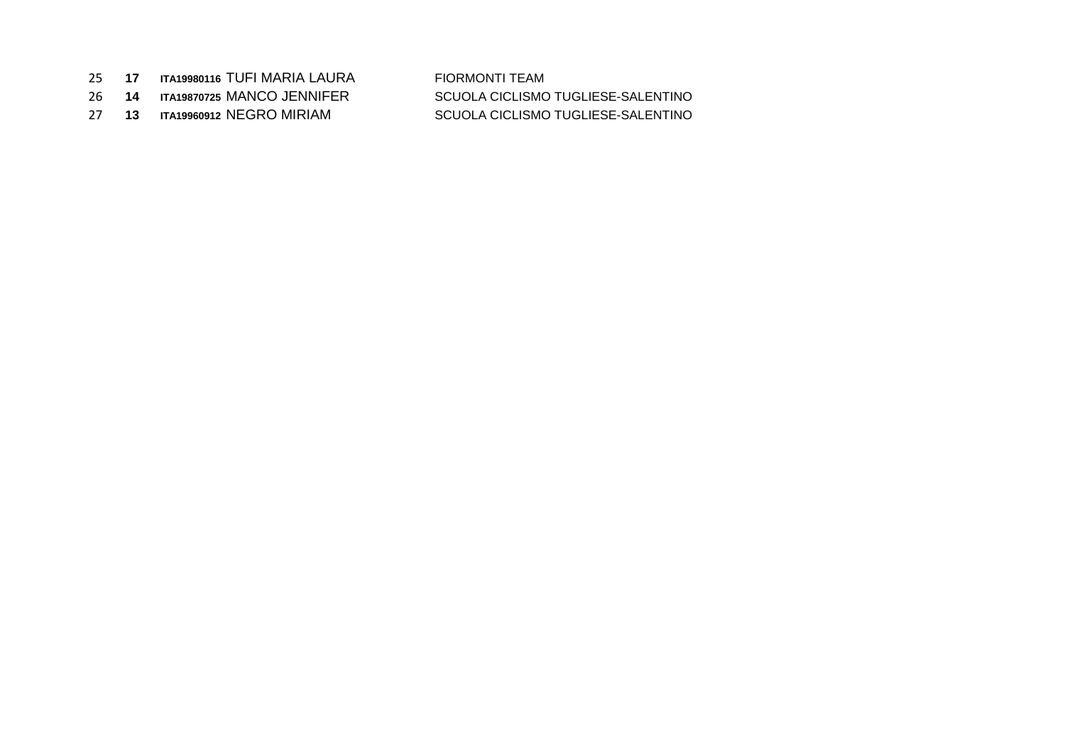| | | | | |
|---|---|---|---|---|
| 25 | **17** | **ITA19980116** | TUFI MARIA LAURA | FIORMONTI TEAM |
| 26 | **14** | **ITA19870725** | MANCO JENNIFER | SCUOLA CICLISMO TUGLIESE-SALENTINO |
| 27 | **13** | **ITA19960912** | NEGRO MIRIAM | SCUOLA CICLISMO TUGLIESE-SALENTINO |